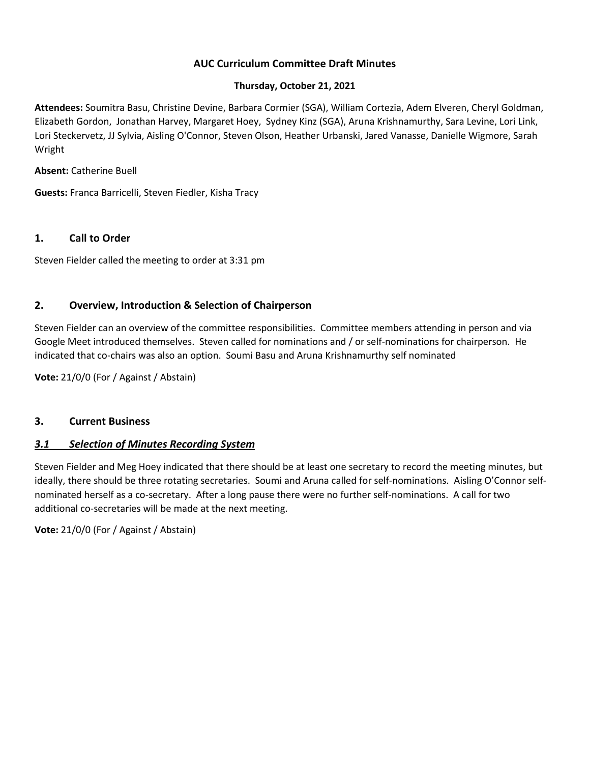# AUC Curriculum Committee Draft Minutes

**Thursday, October 21, 2021**

**Attendees:** Soumitra Basu, Christine Devine, Barbara Cormier (SGA), William Cortezia, Adem Elveren, Cheryl Goldman, Elizabeth Gordon, Jonathan Harvey, Margaret Hoey, Sydney Kinz (SGA), Aruna Krishnamurthy, Sara Levine, Lori Link, Lori Steckervetz, JJ Sylvia, Aisling O'Connor, Steven Olson, Heather Urbanski, Jared Vanasse, Danielle Wigmore, Sarah Wright

**Absent:** Catherine Buell

**Guests:** Franca Barricelli, Steven Fiedler, Kisha Tracy

## 1. Call to Order

Steven Fielder called the meeting to order at 3:31 pm

## 2. Overview, Introduction & Selection of Chairperson

Steven Fielder can an overview of the committee responsibilities. Committee members attending in person and via Google Meet introduced themselves. Steven called for nominations and / or self-nominations for chairperson. He indicated that co-chairs was also an option. Soumi Basu and Aruna Krishnamurthy self nominated

**Vote:** 21/0/0 (For / Against / Abstain)

## 3. Current Business

### ***3.1 Selection of Minutes Recording System***

Steven Fielder and Meg Hoey indicated that there should be at least one secretary to record the meeting minutes, but ideally, there should be three rotating secretaries. Soumi and Aruna called for self-nominations. Aisling O'Connor self-nominated herself as a co-secretary. After a long pause there were no further self-nominations. A call for two additional co-secretaries will be made at the next meeting.

**Vote:** 21/0/0 (For / Against / Abstain)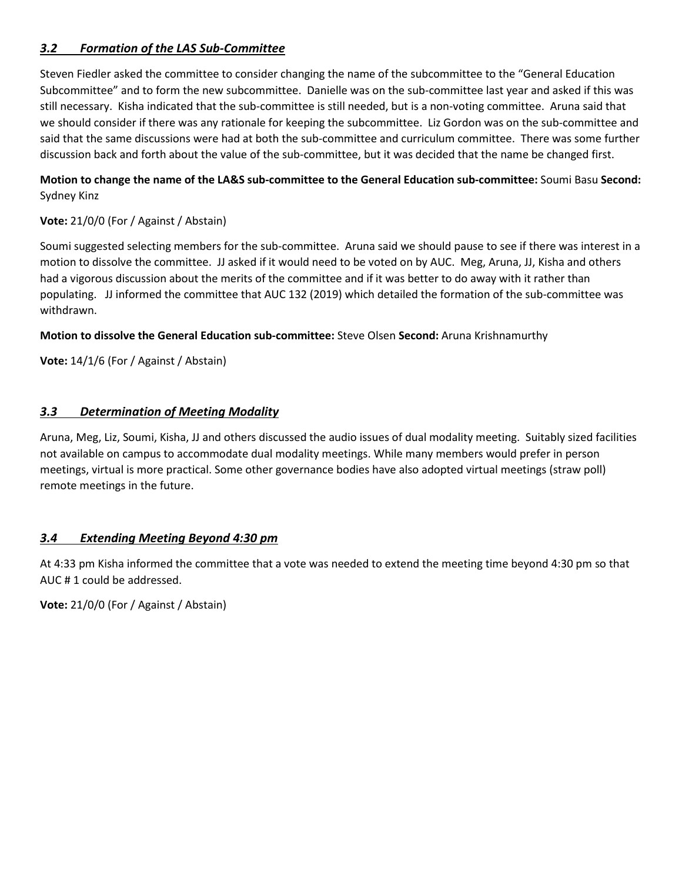### ***3.2 Formation of the LAS Sub-Committee***

Steven Fiedler asked the committee to consider changing the name of the subcommittee to the "General Education Subcommittee" and to form the new subcommittee. Danielle was on the sub-committee last year and asked if this was still necessary. Kisha indicated that the sub-committee is still needed, but is a non-voting committee. Aruna said that we should consider if there was any rationale for keeping the subcommittee. Liz Gordon was on the sub-committee and said that the same discussions were had at both the sub-committee and curriculum committee. There was some further discussion back and forth about the value of the sub-committee, but it was decided that the name be changed first.

**Motion to change the name of the LA&S sub-committee to the General Education sub-committee:** Soumi Basu **Second:** Sydney Kinz

**Vote:** 21/0/0 (For / Against / Abstain)

Soumi suggested selecting members for the sub-committee. Aruna said we should pause to see if there was interest in a motion to dissolve the committee. JJ asked if it would need to be voted on by AUC. Meg, Aruna, JJ, Kisha and others had a vigorous discussion about the merits of the committee and if it was better to do away with it rather than populating. JJ informed the committee that AUC 132 (2019) which detailed the formation of the sub-committee was withdrawn.

**Motion to dissolve the General Education sub-committee:** Steve Olsen **Second:** Aruna Krishnamurthy

**Vote:** 14/1/6 (For / Against / Abstain)

### ***3.3 Determination of Meeting Modality***

Aruna, Meg, Liz, Soumi, Kisha, JJ and others discussed the audio issues of dual modality meeting. Suitably sized facilities not available on campus to accommodate dual modality meetings. While many members would prefer in person meetings, virtual is more practical. Some other governance bodies have also adopted virtual meetings (straw poll) remote meetings in the future.

### ***3.4 Extending Meeting Beyond 4:30 pm***

At 4:33 pm Kisha informed the committee that a vote was needed to extend the meeting time beyond 4:30 pm so that AUC # 1 could be addressed.

**Vote:** 21/0/0 (For / Against / Abstain)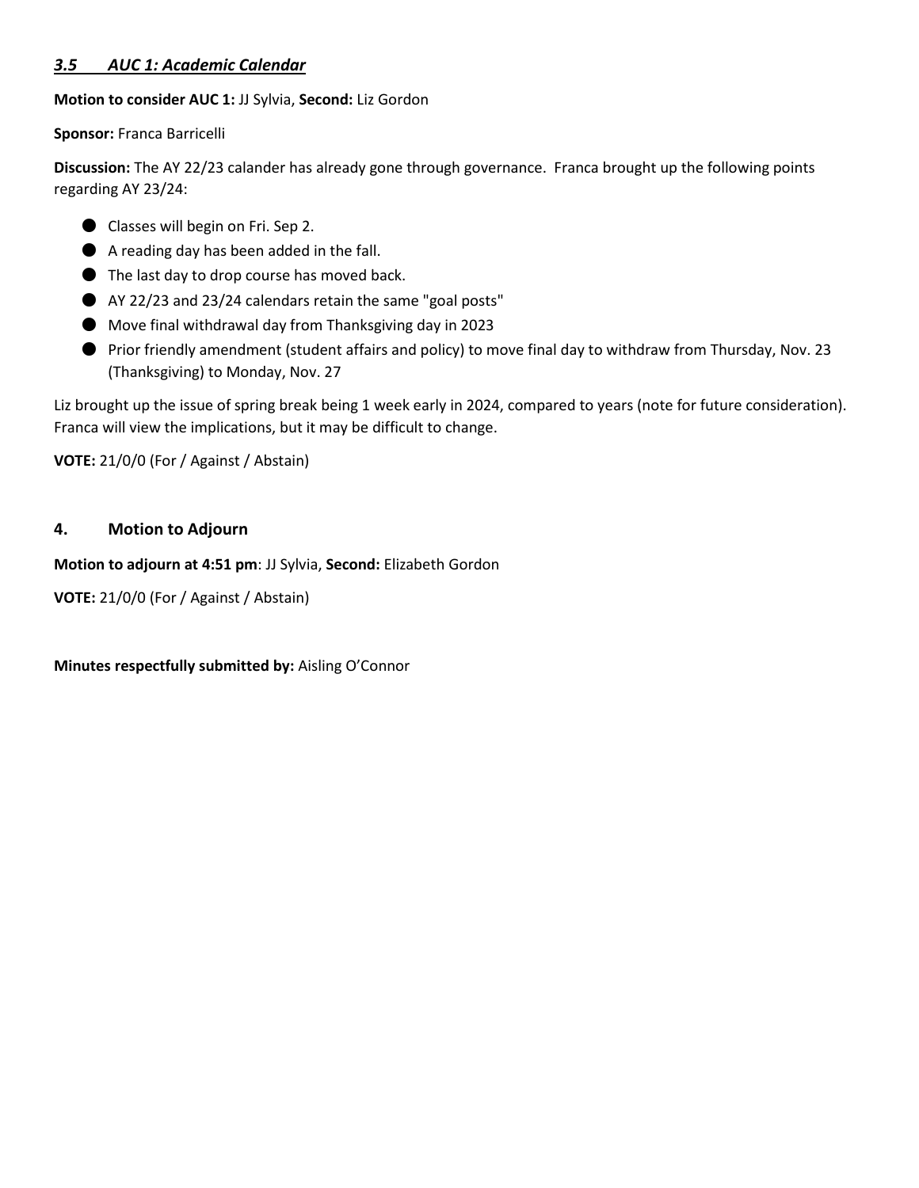### *3.5 AUC 1: Academic Calendar*

**Motion to consider AUC 1:** JJ Sylvia, **Second:** Liz Gordon

**Sponsor:** Franca Barricelli

**Discussion:** The AY 22/23 calander has already gone through governance. Franca brought up the following points regarding AY 23/24:

- Classes will begin on Fri. Sep 2.
- A reading day has been added in the fall.
- The last day to drop course has moved back.
- AY 22/23 and 23/24 calendars retain the same "goal posts"
- Move final withdrawal day from Thanksgiving day in 2023
- Prior friendly amendment (student affairs and policy) to move final day to withdraw from Thursday, Nov. 23 (Thanksgiving) to Monday, Nov. 27

Liz brought up the issue of spring break being 1 week early in 2024, compared to years (note for future consideration). Franca will view the implications, but it may be difficult to change.

**VOTE:** 21/0/0 (For / Against / Abstain)

## 4. Motion to Adjourn

**Motion to adjourn at 4:51 pm**: JJ Sylvia, **Second:** Elizabeth Gordon

**VOTE:** 21/0/0 (For / Against / Abstain)

**Minutes respectfully submitted by:** Aisling O'Connor